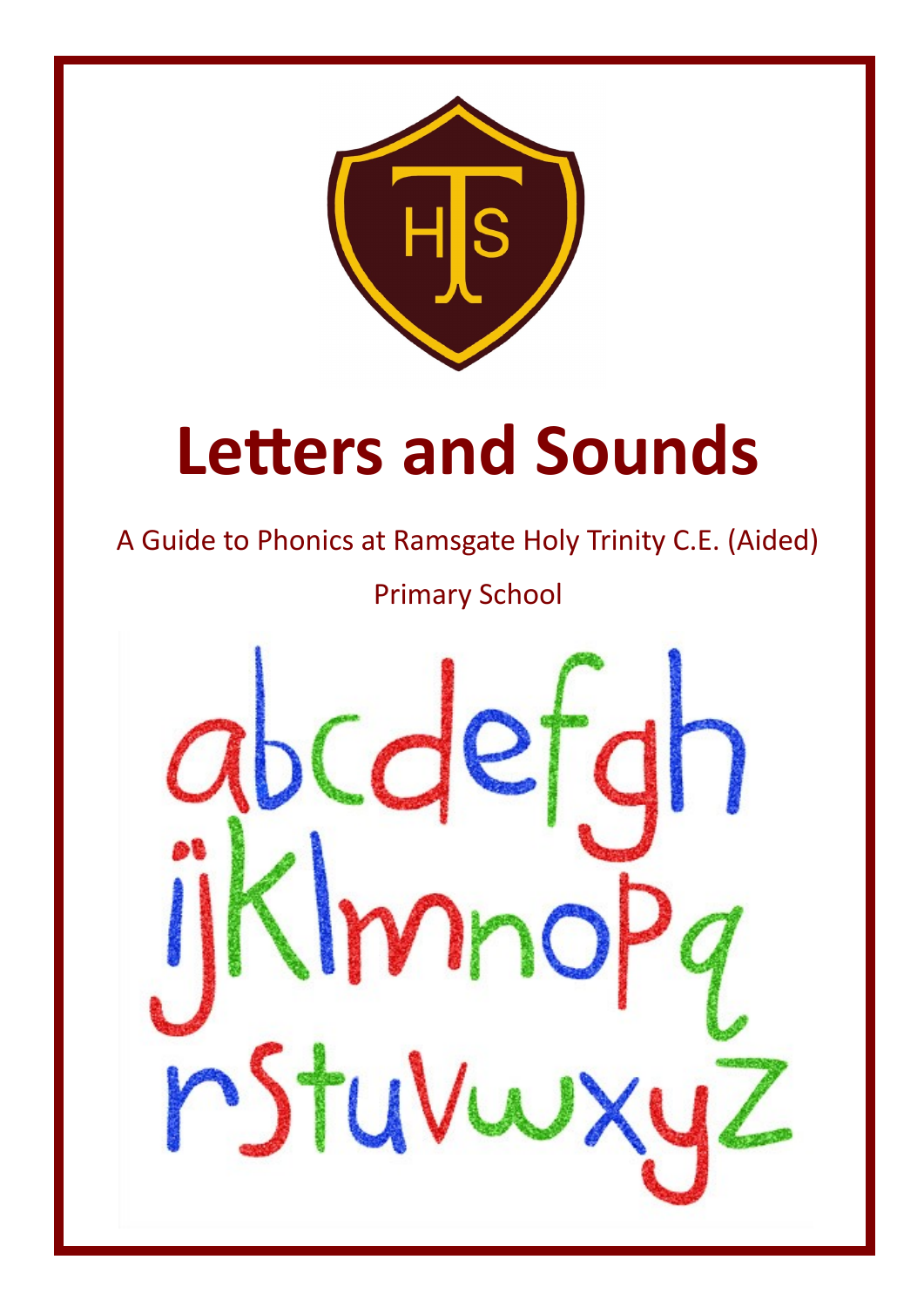# Letters and Sounds

A Guide to Phonics at Ramsgate Holy Trinity C.E. (Aided) Primary School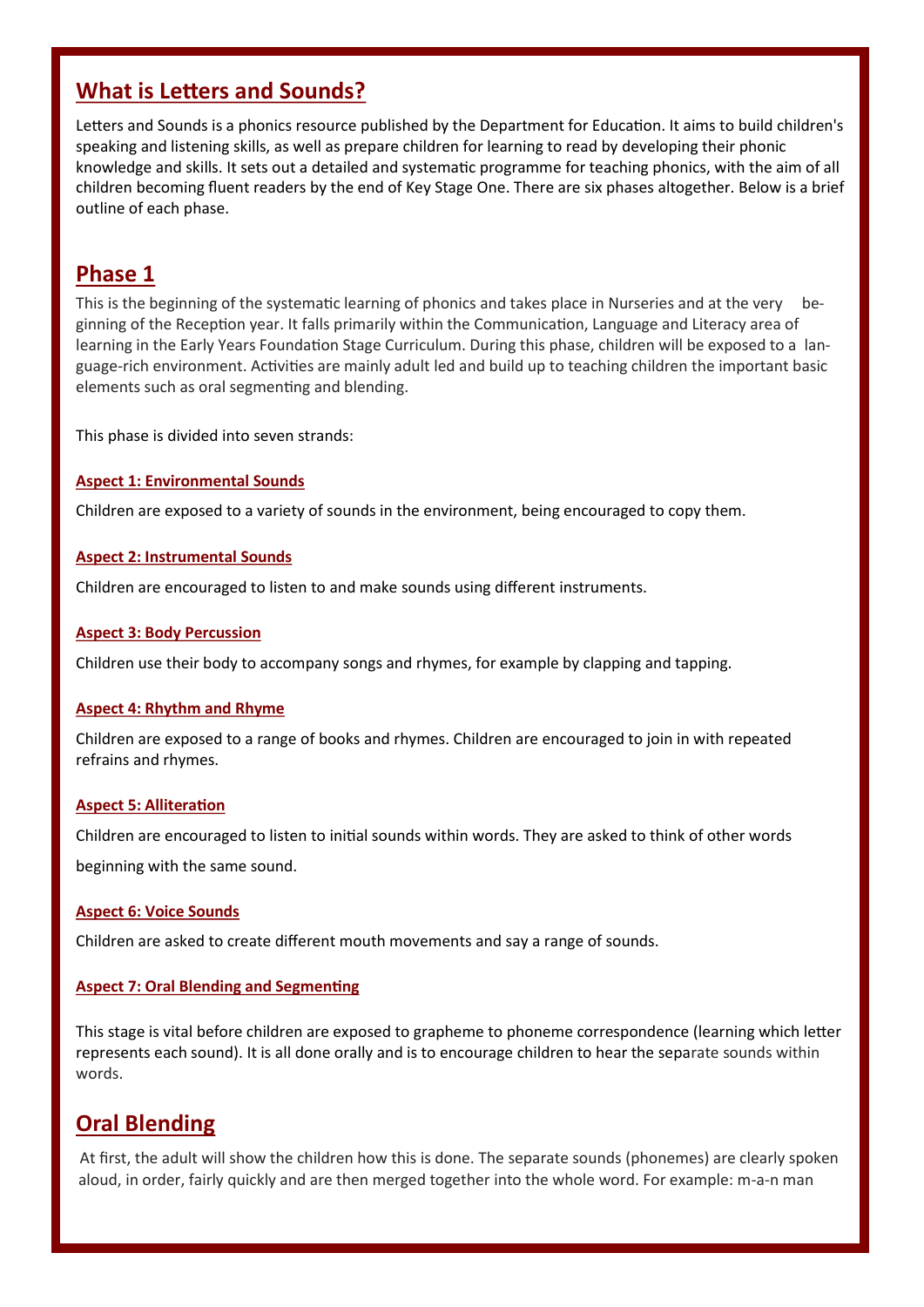## What is Letters and Sounds?

Letters and Sounds is a phonics resource published by the Department for Education. It aims to build children's speaking and listening skills, as well as prepare children for learning to read by developing their phonic knowledge and skills. It sets out a detailed and systematic programme for teaching phonics, with the aim of all children becoming fluent readers by the end of Key Stage One. There are six phases altogether. Below is a brief outline of each phase.

## Phase 1

This is the beginning of the systematic learning of phonics and takes place in Nurseries and at the very beginning of the Reception year. It falls primarily within the Communication, Language and Literacy area of learning in the Early Years Foundation Stage Curriculum. During this phase, children will be exposed to a language-rich environment. Activities are mainly adult led and build up to teaching children the important basic elements such as oral segmenting and blending.

This phase is divided into seven strands:

#### Aspect 1: Environmental Sounds

Children are exposed to a variety of sounds in the environment, being encouraged to copy them.

#### Aspect 2: Instrumental Sounds

Children are encouraged to listen to and make sounds using different instruments.

#### Aspect 3: Body Percussion

Children use their body to accompany songs and rhymes, for example by clapping and tapping.

#### Aspect 4: Rhythm and Rhyme

Children are exposed to a range of books and rhymes. Children are encouraged to join in with repeated refrains and rhymes.

#### Aspect 5: Alliteration

Children are encouraged to listen to initial sounds within words. They are asked to think of other words beginning with the same sound.

#### Aspect 6: Voice Sounds

Children are asked to create different mouth movements and say a range of sounds.

#### Aspect 7: Oral Blending and Segmenting

This stage is vital before children are exposed to grapheme to phoneme correspondence (learning which letter represents each sound). It is all done orally and is to encourage children to hear the separate sounds within words.

## Oral Blending

At first, the adult will show the children how this is done. The separate sounds (phonemes) are clearly spoken aloud, in order, fairly quickly and are then merged together into the whole word. For example: m-a-n man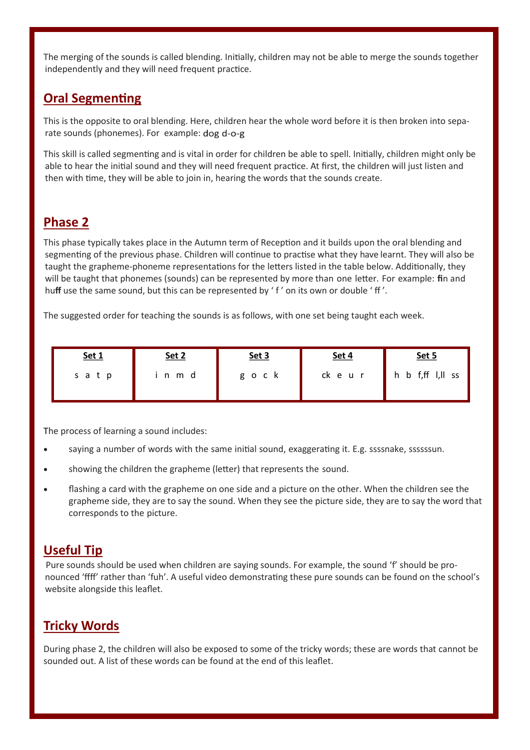The merging of the sounds is called blending. Initially, children may not be able to merge the sounds together independently and they will need frequent practice.

## Oral Segmenting

This is the opposite to oral blending. Here, children hear the whole word before it is then broken into separate sounds (phonemes). For example: dog d-o-g

This skill is called segmenting and is vital in order for children be able to spell. Initially, children might only be able to hear the initial sound and they will need frequent practice. At first, the children will just listen and then with time, they will be able to join in, hearing the words that the sounds create.

## Phase 2

This phase typically takes place in the Autumn term of Reception and it builds upon the oral blending and segmenting of the previous phase. Children will continue to practise what they have learnt. They will also be taught the grapheme-phoneme representations for the letters listed in the table below. Additionally, they will be taught that phonemes (sounds) can be represented by more than one letter. For example: **f**in and hu**ff** use the same sound, but this can be represented by ' f ' on its own or double ' ff '.

The suggested order for teaching the sounds is as follows, with one set being taught each week.

| Set 1 | Set 2 | Set 3 | Set 4 | Set 5 |
|---|---|---|---|---|
| s a t p | i n m d | g o c k | ck e u r | h b f,ff l,ll ss |

The process of learning a sound includes:

- saying a number of words with the same initial sound, exaggerating it. E.g. ssssnake, sssssun.
- showing the children the grapheme (letter) that represents the sound.
- flashing a card with the grapheme on one side and a picture on the other. When the children see the grapheme side, they are to say the sound. When they see the picture side, they are to say the word that corresponds to the picture.

## Useful Tip

Pure sounds should be used when children are saying sounds. For example, the sound 'f' should be pronounced 'ffff' rather than 'fuh'. A useful video demonstrating these pure sounds can be found on the school's website alongside this leaflet.

## Tricky Words

During phase 2, the children will also be exposed to some of the tricky words; these are words that cannot be sounded out. A list of these words can be found at the end of this leaflet.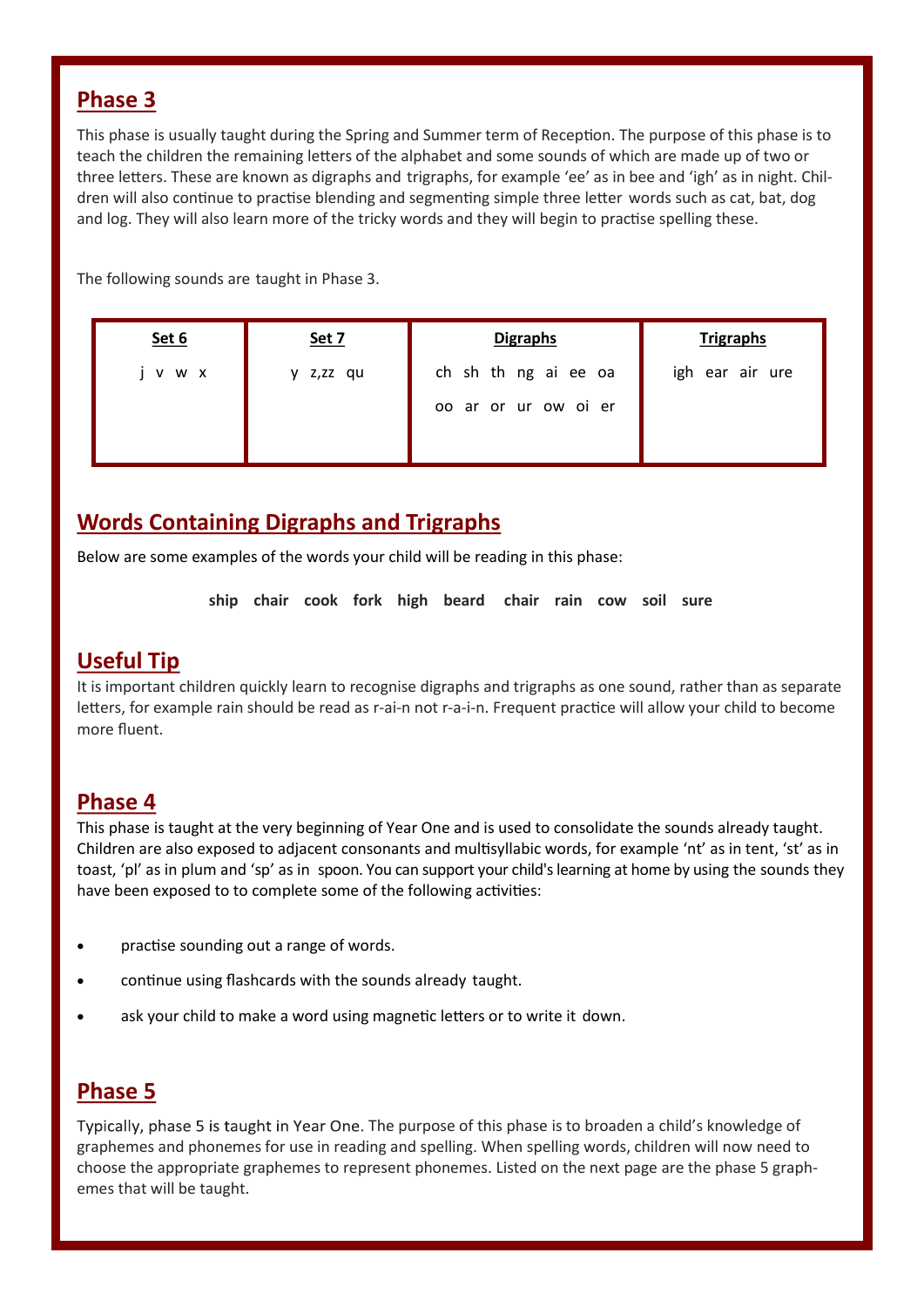## Phase 3

This phase is usually taught during the Spring and Summer term of Reception. The purpose of this phase is to teach the children the remaining letters of the alphabet and some sounds of which are made up of two or three letters. These are known as digraphs and trigraphs, for example 'ee' as in bee and 'igh' as in night. Children will also continue to practise blending and segmenting simple three letter words such as cat, bat, dog and log. They will also learn more of the tricky words and they will begin to practise spelling these.

The following sounds are taught in Phase 3.

| Set 6 | Set 7 | Digraphs | Trigraphs |
|---|---|---|---|
| j v w x | y z,zz qu | ch sh th ng ai ee oa oo ar or ur ow oi er | igh ear air ure |

## Words Containing Digraphs and Trigraphs

Below are some examples of the words your child will be reading in this phase:

**ship chair cook fork high beard chair rain cow soil sure**

## Useful Tip

It is important children quickly learn to recognise digraphs and trigraphs as one sound, rather than as separate letters, for example rain should be read as r-ai-n not r-a-i-n. Frequent practice will allow your child to become more fluent.

## Phase 4

This phase is taught at the very beginning of Year One and is used to consolidate the sounds already taught. Children are also exposed to adjacent consonants and multisyllabic words, for example 'nt' as in tent, 'st' as in toast, 'pl' as in plum and 'sp' as in spoon. You can support your child's learning at home by using the sounds they have been exposed to to complete some of the following activities:

- practise sounding out a range of words.
- continue using flashcards with the sounds already taught.
- ask your child to make a word using magnetic letters or to write it down.

## Phase 5

Typically, phase 5 is taught in Year One. The purpose of this phase is to broaden a child's knowledge of graphemes and phonemes for use in reading and spelling. When spelling words, children will now need to choose the appropriate graphemes to represent phonemes. Listed on the next page are the phase 5 graphemes that will be taught.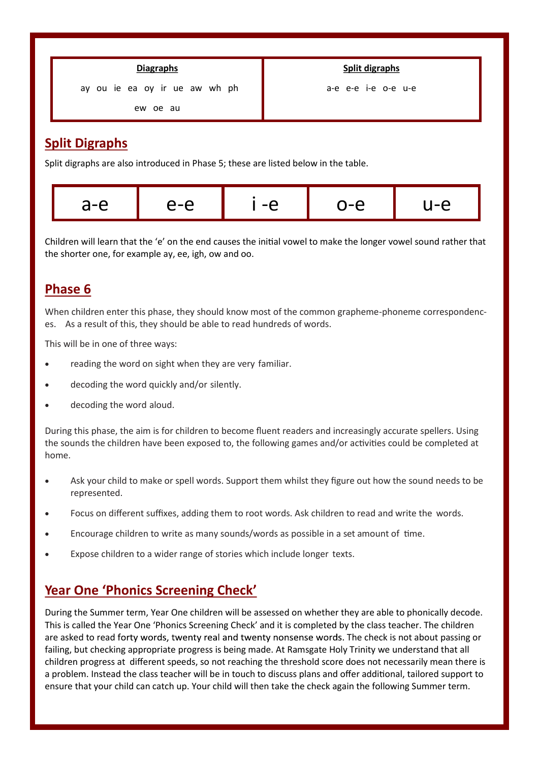| Diagraphs | Split digraphs |
| --- | --- |
| ay ou ie ea oy ir ue aw wh ph ew oe au | a-e e-e i-e o-e u-e |

## Split Digraphs

Split digraphs are also introduced in Phase 5; these are listed below in the table.

| a-e | e-e | i -e | o-e | u-e |
| --- | --- | --- | --- | --- |

Children will learn that the 'e' on the end causes the initial vowel to make the longer vowel sound rather that the shorter one, for example ay, ee, igh, ow and oo.

## Phase 6

When children enter this phase, they should know most of the common grapheme-phoneme correspondences. As a result of this, they should be able to read hundreds of words.

This will be in one of three ways:

- reading the word on sight when they are very familiar.
- decoding the word quickly and/or silently.
- decoding the word aloud.

During this phase, the aim is for children to become fluent readers and increasingly accurate spellers. Using the sounds the children have been exposed to, the following games and/or activities could be completed at home.

- Ask your child to make or spell words. Support them whilst they figure out how the sound needs to be represented.
- Focus on different suffixes, adding them to root words. Ask children to read and write the words.
- Encourage children to write as many sounds/words as possible in a set amount of time.
- Expose children to a wider range of stories which include longer texts.

## Year One 'Phonics Screening Check'

During the Summer term, Year One children will be assessed on whether they are able to phonically decode. This is called the Year One 'Phonics Screening Check' and it is completed by the class teacher. The children are asked to read forty words, twenty real and twenty nonsense words. The check is not about passing or failing, but checking appropriate progress is being made. At Ramsgate Holy Trinity we understand that all children progress at different speeds, so not reaching the threshold score does not necessarily mean there is a problem. Instead the class teacher will be in touch to discuss plans and offer additional, tailored support to ensure that your child can catch up. Your child will then take the check again the following Summer term.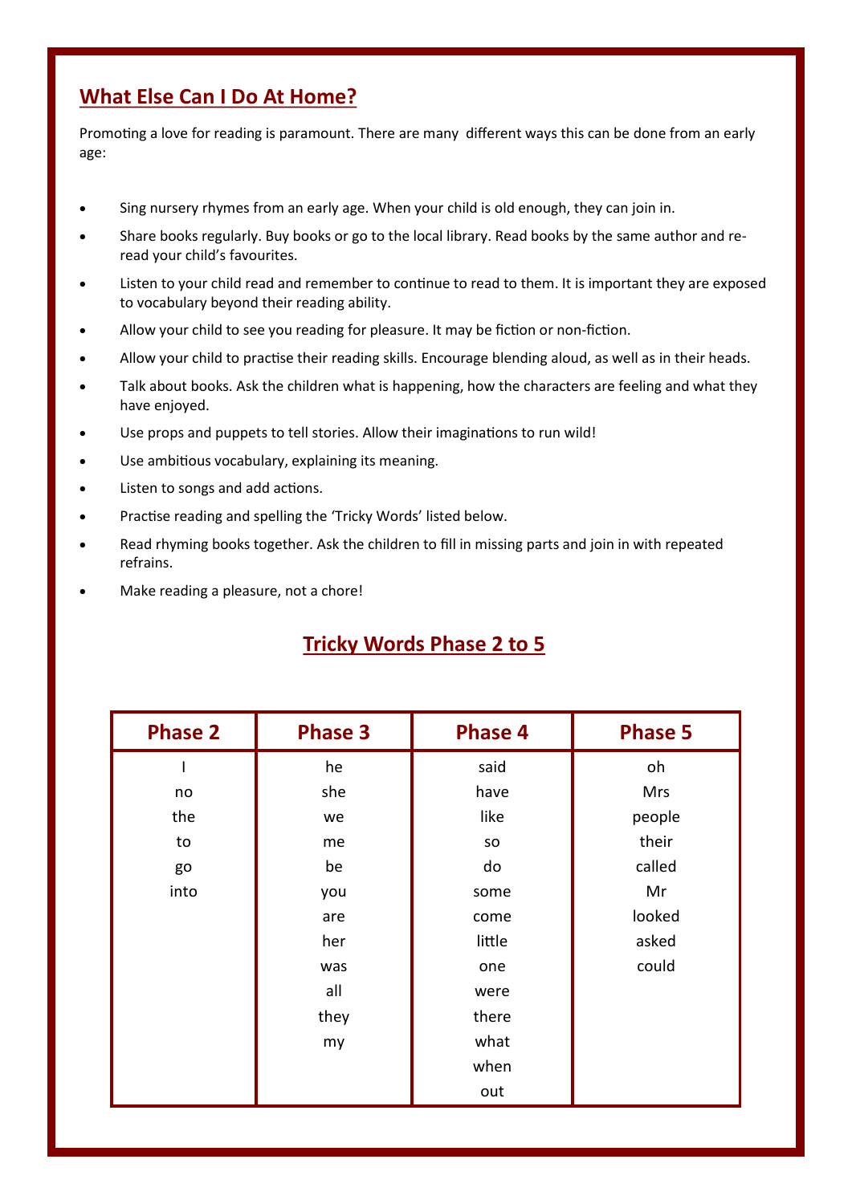## What Else Can I Do At Home?

Promoting a love for reading is paramount. There are many different ways this can be done from an early age:

- Sing nursery rhymes from an early age. When your child is old enough, they can join in.
- Share books regularly. Buy books or go to the local library. Read books by the same author and re-read your child's favourites.
- Listen to your child read and remember to continue to read to them. It is important they are exposed to vocabulary beyond their reading ability.
- Allow your child to see you reading for pleasure. It may be fiction or non-fiction.
- Allow your child to practise their reading skills. Encourage blending aloud, as well as in their heads.
- Talk about books. Ask the children what is happening, how the characters are feeling and what they have enjoyed.
- Use props and puppets to tell stories. Allow their imaginations to run wild!
- Use ambitious vocabulary, explaining its meaning.
- Listen to songs and add actions.
- Practise reading and spelling the 'Tricky Words' listed below.
- Read rhyming books together. Ask the children to fill in missing parts and join in with repeated refrains.
- Make reading a pleasure, not a chore!

## Tricky Words Phase 2 to 5

| Phase 2 | Phase 3 | Phase 4 | Phase 5 |
|---|---|---|---|
| I | he | said | oh |
| no | she | have | Mrs |
| the | we | like | people |
| to | me | so | their |
| go | be | do | called |
| into | you | some | Mr |
| | are | come | looked |
| | her | little | asked |
| | was | one | could |
| | all | were | |
| | they | there | |
| | my | what | |
| | | when | |
| | | out | |